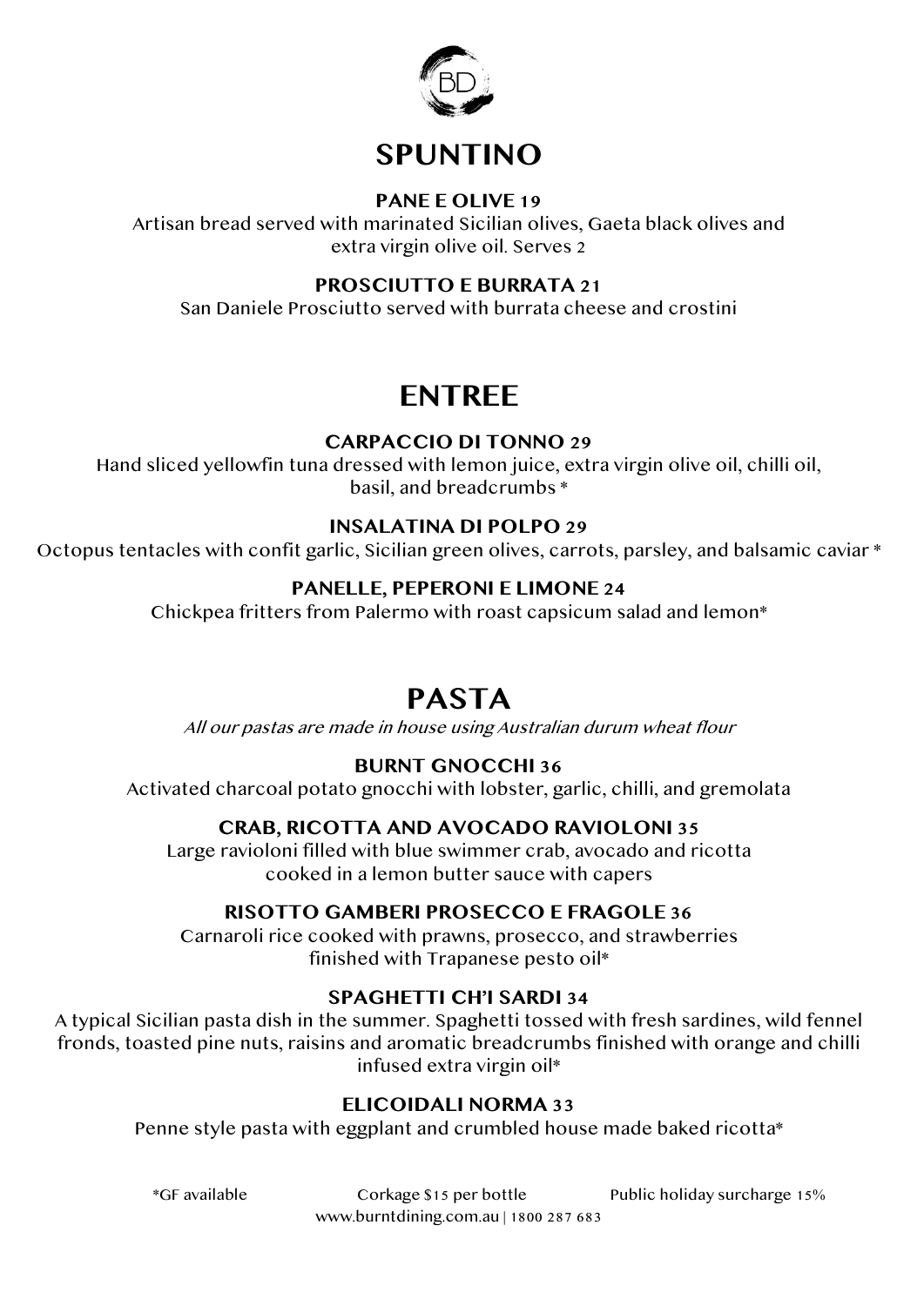## SPUNTINO

**PANE E OLIVE 19**
Artisan bread served with marinated Sicilian olives, Gaeta black olives and extra virgin olive oil. Serves 2

**PROSCIUTTO E BURRATA 21**
San Daniele Prosciutto served with burrata cheese and crostini

## ENTREE

**CARPACCIO DI TONNO 29**
Hand sliced yellowfin tuna dressed with lemon juice, extra virgin olive oil, chilli oil, basil, and breadcrumbs *

**INSALATINA DI POLPO 29**
Octopus tentacles with confit garlic, Sicilian green olives, carrots, parsley, and balsamic caviar *

**PANELLE, PEPERONI E LIMONE 24**
Chickpea fritters from Palermo with roast capsicum salad and lemon*

## PASTA

*All our pastas are made in house using Australian durum wheat flour*

**BURNT GNOCCHI 36**
Activated charcoal potato gnocchi with lobster, garlic, chilli, and gremolata

**CRAB, RICOTTA AND AVOCADO RAVIOLONI 35**
Large ravioloni filled with blue swimmer crab, avocado and ricotta cooked in a lemon butter sauce with capers

**RISOTTO GAMBERI PROSECCO E FRAGOLE 36**
Carnaroli rice cooked with prawns, prosecco, and strawberries finished with Trapanese pesto oil*

**SPAGHETTI CH'I SARDI 34**
A typical Sicilian pasta dish in the summer. Spaghetti tossed with fresh sardines, wild fennel fronds, toasted pine nuts, raisins and aromatic breadcrumbs finished with orange and chilli infused extra virgin oil*

**ELICOIDALI NORMA 33**
Penne style pasta with eggplant and crumbled house made baked ricotta*

*GF available    Corkage $15 per bottle    Public holiday surcharge 15%
www.burntdining.com.au | 1800 287 683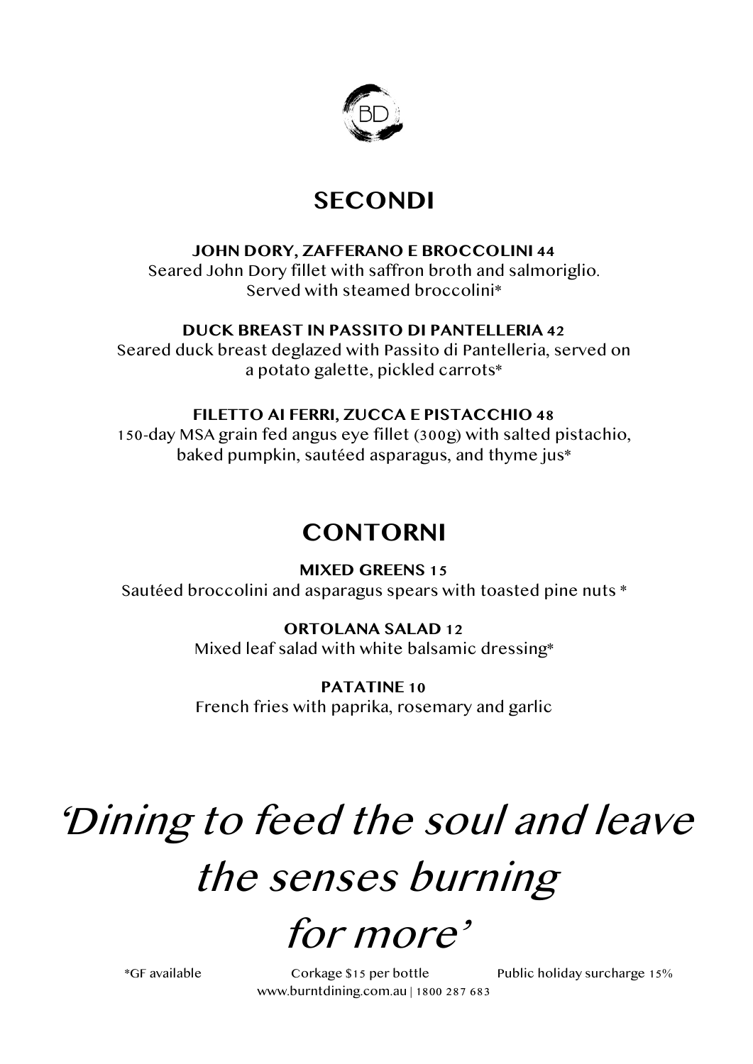## SECONDI

**JOHN DORY, ZAFFERANO E BROCCOLINI 44**
Seared John Dory fillet with saffron broth and salmoriglio. Served with steamed broccolini*

**DUCK BREAST IN PASSITO DI PANTELLERIA 42**
Seared duck breast deglazed with Passito di Pantelleria, served on a potato galette, pickled carrots*

**FILETTO AI FERRI, ZUCCA E PISTACCHIO 48**
150-day MSA grain fed angus eye fillet (300g) with salted pistachio, baked pumpkin, sautéed asparagus, and thyme jus*

## CONTORNI

**MIXED GREENS 15**
Sautéed broccolini and asparagus spears with toasted pine nuts *

**ORTOLANA SALAD 12**
Mixed leaf salad with white balsamic dressing*

**PATATINE 10**
French fries with paprika, rosemary and garlic

*'Dining to feed the soul and leave the senses burning for more'*

*GF available    Corkage $15 per bottle    Public holiday surcharge 15%

www.burntdining.com.au | 1800 287 683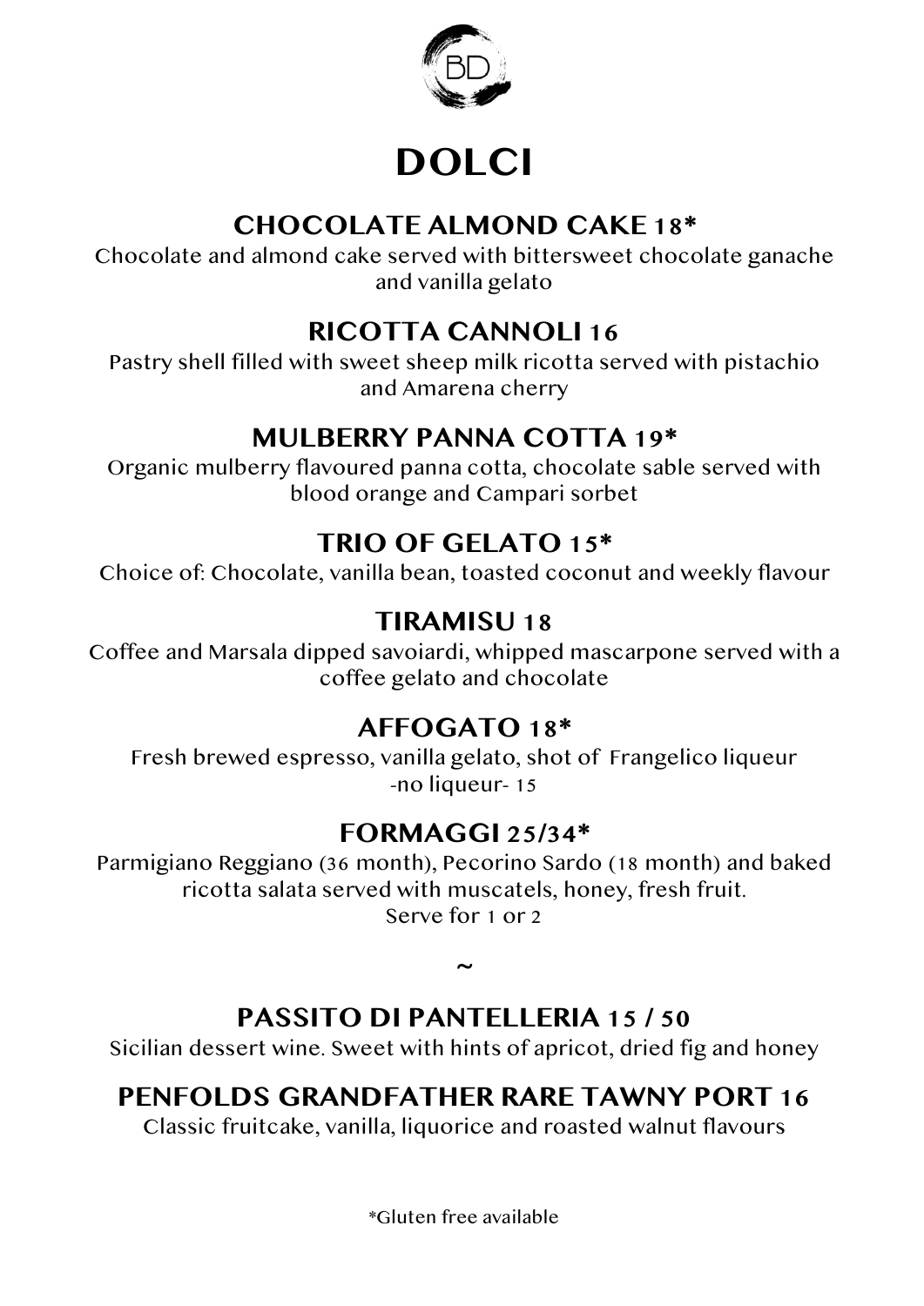BD

# DOLCI

## CHOCOLATE ALMOND CAKE 18*

Chocolate and almond cake served with bittersweet chocolate ganache and vanilla gelato

## RICOTTA CANNOLI 16

Pastry shell filled with sweet sheep milk ricotta served with pistachio and Amarena cherry

## MULBERRY PANNA COTTA 19*

Organic mulberry flavoured panna cotta, chocolate sable served with blood orange and Campari sorbet

## TRIO OF GELATO 15*

Choice of: Chocolate, vanilla bean, toasted coconut and weekly flavour

## TIRAMISU 18

Coffee and Marsala dipped savoiardi, whipped mascarpone served with a coffee gelato and chocolate

## AFFOGATO 18*

Fresh brewed espresso, vanilla gelato, shot of Frangelico liqueur
-no liqueur- 15

## FORMAGGI 25/34*

Parmigiano Reggiano (36 month), Pecorino Sardo (18 month) and baked ricotta salata served with muscatels, honey, fresh fruit.
Serve for 1 or 2

~

## PASSITO DI PANTELLERIA 15 / 50

Sicilian dessert wine. Sweet with hints of apricot, dried fig and honey

## PENFOLDS GRANDFATHER RARE TAWNY PORT 16

Classic fruitcake, vanilla, liquorice and roasted walnut flavours

*Gluten free available